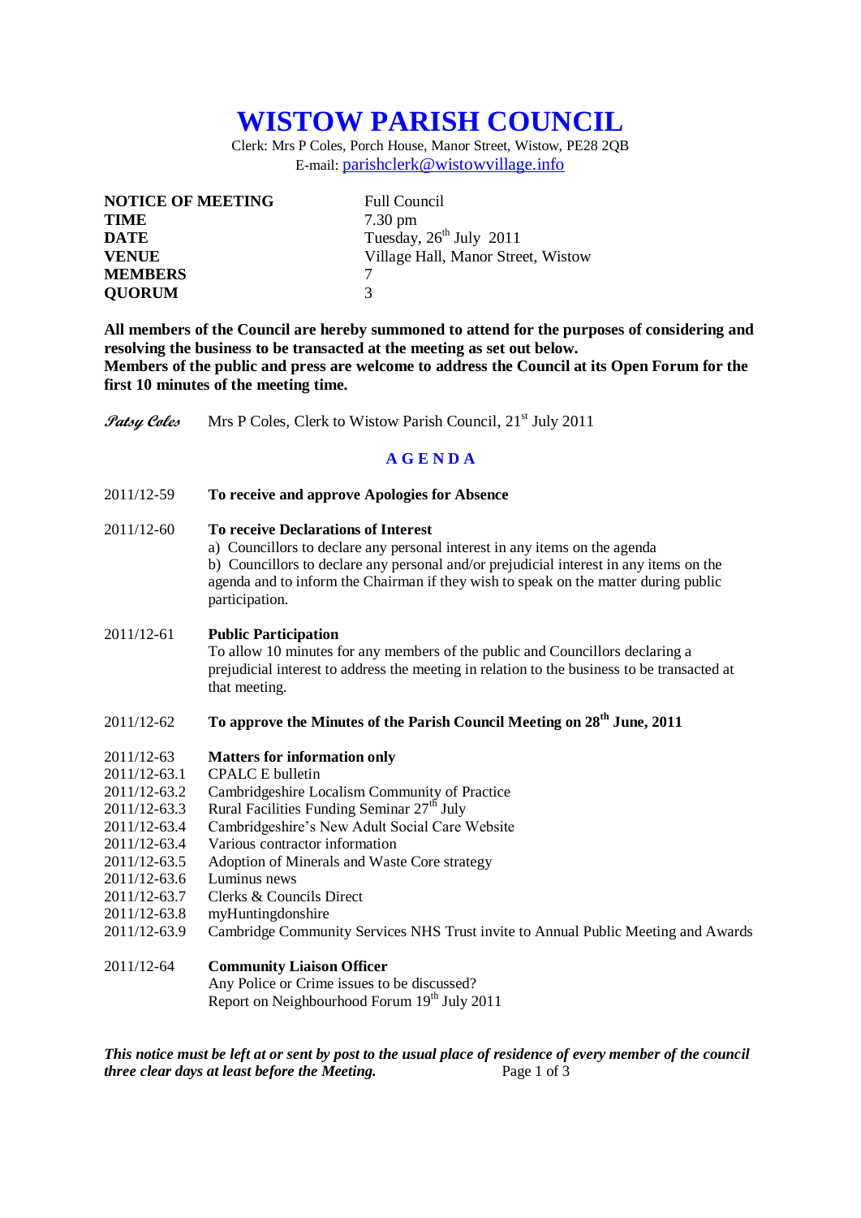# WISTOW PARISH COUNCIL

Clerk: Mrs P Coles, Porch House, Manor Street, Wistow, PE28 2QB
E-mail: parishclerk@wistowvillage.info

| | |
|---|---|
| **NOTICE OF MEETING** | Full Council |
| **TIME** | 7.30 pm |
| **DATE** | Tuesday, 26th July 2011 |
| **VENUE** | Village Hall, Manor Street, Wistow |
| **MEMBERS** | 7 |
| **QUORUM** | 3 |

**All members of the Council are hereby summoned to attend for the purposes of considering and resolving the business to be transacted at the meeting as set out below.**
**Members of the public and press are welcome to address the Council at its Open Forum for the first 10 minutes of the meeting time.**

*Patsy Coles* Mrs P Coles, Clerk to Wistow Parish Council, 21st July 2011

## A G E N D A

2011/12-59 **To receive and approve Apologies for Absence**

2011/12-60 **To receive Declarations of Interest**
a) Councillors to declare any personal interest in any items on the agenda
b) Councillors to declare any personal and/or prejudicial interest in any items on the agenda and to inform the Chairman if they wish to speak on the matter during public participation.

2011/12-61 **Public Participation**
To allow 10 minutes for any members of the public and Councillors declaring a prejudicial interest to address the meeting in relation to the business to be transacted at that meeting.

2011/12-62 **To approve the Minutes of the Parish Council Meeting on 28th June, 2011**

2011/12-63 **Matters for information only**
2011/12-63.1 CPALC E bulletin
2011/12-63.2 Cambridgeshire Localism Community of Practice
2011/12-63.3 Rural Facilities Funding Seminar 27th July
2011/12-63.4 Cambridgeshire's New Adult Social Care Website
2011/12-63.4 Various contractor information
2011/12-63.5 Adoption of Minerals and Waste Core strategy
2011/12-63.6 Luminus news
2011/12-63.7 Clerks & Councils Direct
2011/12-63.8 myHuntingdonshire
2011/12-63.9 Cambridge Community Services NHS Trust invite to Annual Public Meeting and Awards

2011/12-64 **Community Liaison Officer**
Any Police or Crime issues to be discussed?
Report on Neighbourhood Forum 19th July 2011

***This notice must be left at or sent by post to the usual place of residence of every member of the council three clear days at least before the Meeting.***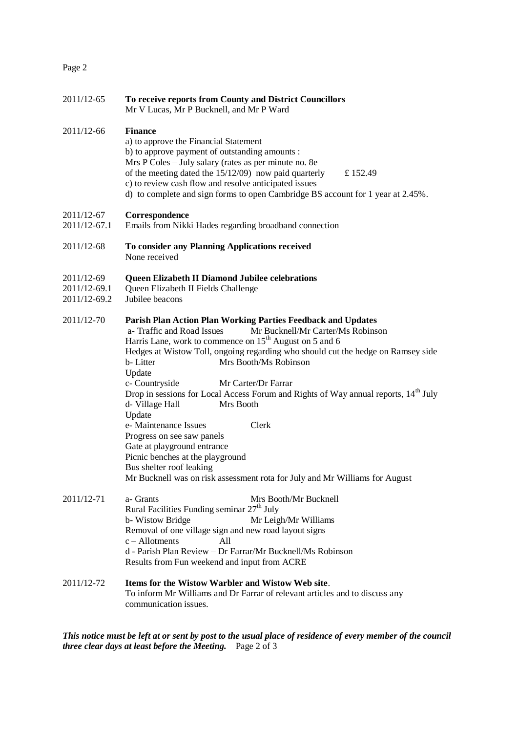2011/12-65 **To receive reports from County and District Councillors**
Mr V Lucas, Mr P Bucknell, and Mr P Ward

2011/12-66 **Finance**

a) to approve the Financial Statement
b) to approve payment of outstanding amounts :
Mrs P Coles – July salary (rates as per minute no. 8e of the meeting dated the 15/12/09) now paid quarterly £ 152.49
c) to review cash flow and resolve anticipated issues
d) to complete and sign forms to open Cambridge BS account for 1 year at 2.45%.

2011/12-67 **Correspondence**

2011/12-67.1 Emails from Nikki Hades regarding broadband connection

2011/12-68 **To consider any Planning Applications received**
None received

2011/12-69 **Queen Elizabeth II Diamond Jubilee celebrations**

2011/12-69.1 Queen Elizabeth II Fields Challenge

2011/12-69.2 Jubilee beacons

2011/12-70 **Parish Plan Action Plan Working Parties Feedback and Updates**

a- Traffic and Road Issues Mr Bucknell/Mr Carter/Ms Robinson
Harris Lane, work to commence on 15th August on 5 and 6
Hedges at Wistow Toll, ongoing regarding who should cut the hedge on Ramsey side

b- Litter Mrs Booth/Ms Robinson
Update

c- Countryside Mr Carter/Dr Farrar
Drop in sessions for Local Access Forum and Rights of Way annual reports, 14th July

d- Village Hall Mrs Booth
Update

e- Maintenance Issues Clerk
Progress on see saw panels
Gate at playground entrance
Picnic benches at the playground
Bus shelter roof leaking
Mr Bucknell was on risk assessment rota for July and Mr Williams for August

2011/12-71 a- Grants Mrs Booth/Mr Bucknell
Rural Facilities Funding seminar 27th July

b- Wistow Bridge Mr Leigh/Mr Williams
Removal of one village sign and new road layout signs

c – Allotments All

d - Parish Plan Review – Dr Farrar/Mr Bucknell/Ms Robinson
Results from Fun weekend and input from ACRE

2011/12-72 **Items for the Wistow Warbler and Wistow Web site**.
To inform Mr Williams and Dr Farrar of relevant articles and to discuss any communication issues.

***This notice must be left at or sent by post to the usual place of residence of every member of the council three clear days at least before the Meeting.***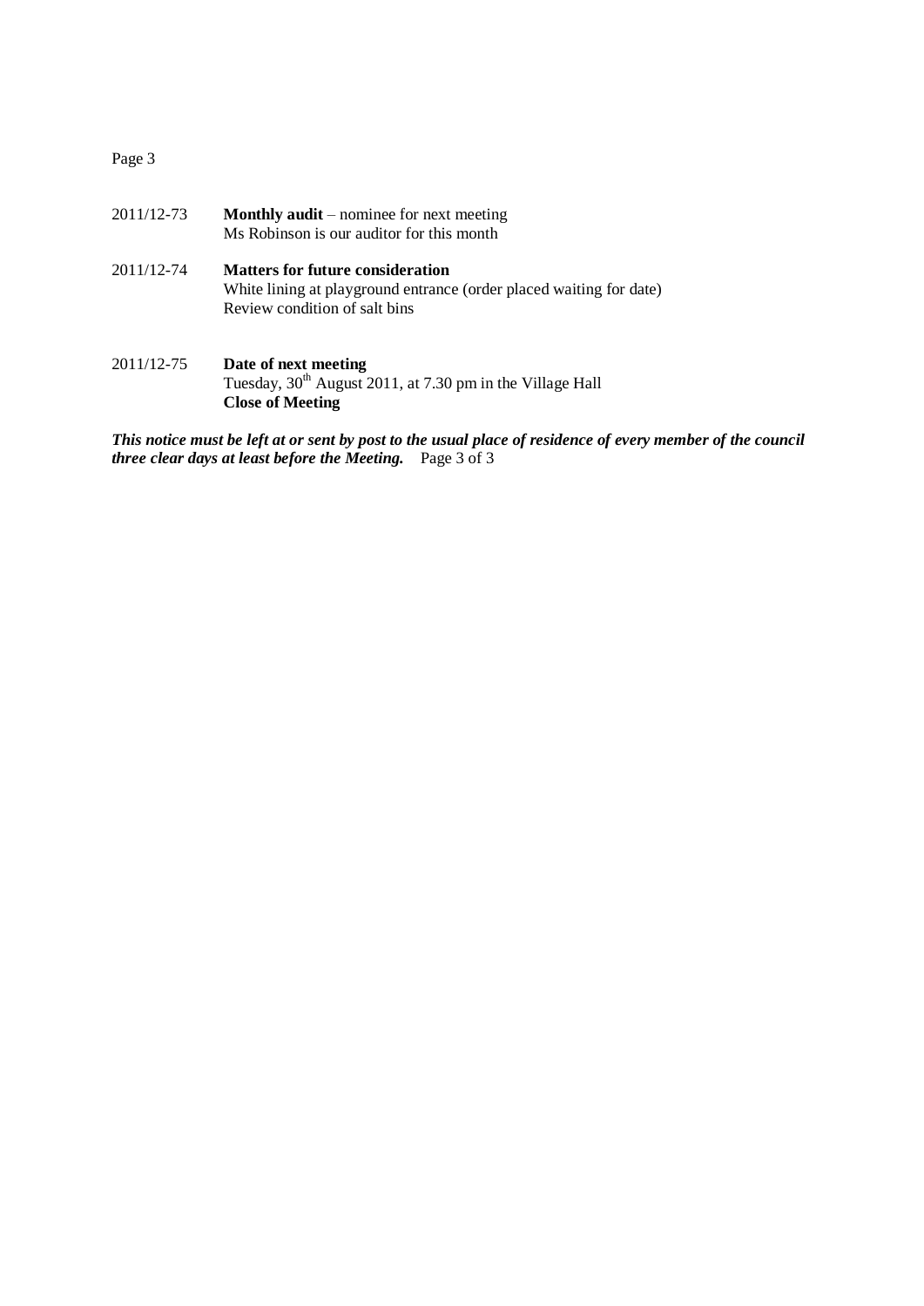2011/12-73 **Monthly audit** – nominee for next meeting
Ms Robinson is our auditor for this month

2011/12-74 **Matters for future consideration**
White lining at playground entrance (order placed waiting for date)
Review condition of salt bins

2011/12-75 **Date of next meeting**
Tuesday, 30th August 2011, at 7.30 pm in the Village Hall
**Close of Meeting**

***This notice must be left at or sent by post to the usual place of residence of every member of the council three clear days at least before the Meeting.***